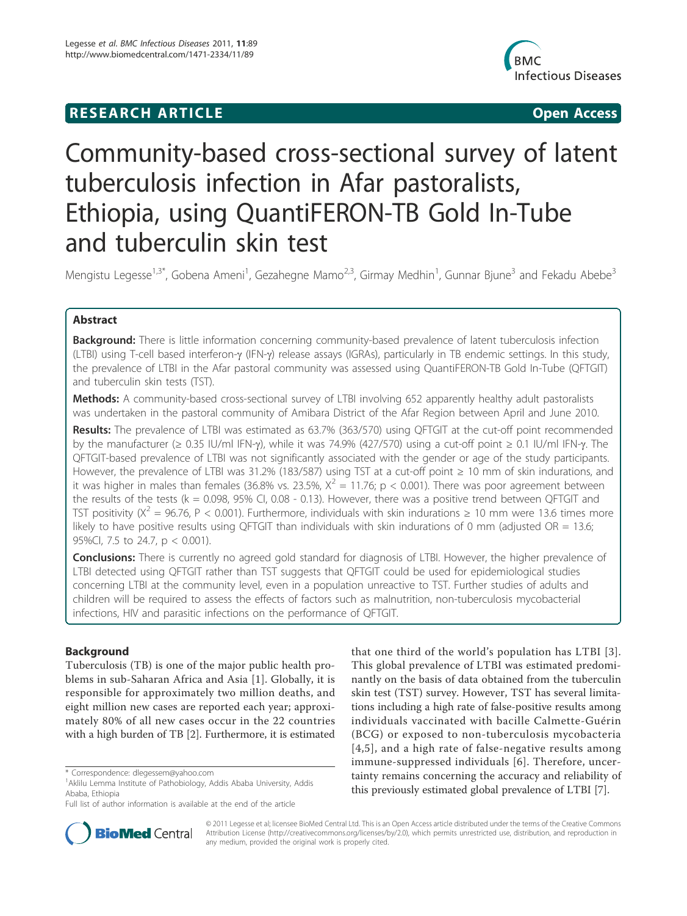# RESEARCH ARTICLE Open Access

# Community-based cross-sectional survey of latent tuberculosis infection in Afar pastoralists, Ethiopia, using QuantiFERON-TB Gold In-Tube and tuberculin skin test

Mengistu Legesse[1,3*], Gobena Ameni[1], Gezahegne Mamo[2,3], Girmay Medhin[1], Gunnar Bjune[3] and Fekadu Abebe[3]

## Abstract

**Background:** There is little information concerning community-based prevalence of latent tuberculosis infection (LTBI) using T-cell based interferon-γ (IFN-γ) release assays (IGRAs), particularly in TB endemic settings. In this study, the prevalence of LTBI in the Afar pastoral community was assessed using QuantiFERON-TB Gold In-Tube (QFTGIT) and tuberculin skin tests (TST).

**Methods:** A community-based cross-sectional survey of LTBI involving 652 apparently healthy adult pastoralists was undertaken in the pastoral community of Amibara District of the Afar Region between April and June 2010.

**Results:** The prevalence of LTBI was estimated as 63.7% (363/570) using QFTGIT at the cut-off point recommended by the manufacturer (≥ 0.35 IU/ml IFN-γ), while it was 74.9% (427/570) using a cut-off point ≥ 0.1 IU/ml IFN-γ. The QFTGIT-based prevalence of LTBI was not significantly associated with the gender or age of the study participants. However, the prevalence of LTBI was 31.2% (183/587) using TST at a cut-off point ≥ 10 mm of skin indurations, and it was higher in males than females (36.8% vs. 23.5%, $X^2 = 11.76$; $p < 0.001$). There was poor agreement between the results of the tests (k = 0.098, 95% CI, 0.08 - 0.13). However, there was a positive trend between QFTGIT and TST positivity ($X^2 = 96.76$, $P < 0.001$). Furthermore, individuals with skin indurations ≥ 10 mm were 13.6 times more likely to have positive results using QFTGIT than individuals with skin indurations of 0 mm (adjusted OR = 13.6; 95%CI, 7.5 to 24.7, $p < 0.001$).

**Conclusions:** There is currently no agreed gold standard for diagnosis of LTBI. However, the higher prevalence of LTBI detected using QFTGIT rather than TST suggests that QFTGIT could be used for epidemiological studies concerning LTBI at the community level, even in a population unreactive to TST. Further studies of adults and children will be required to assess the effects of factors such as malnutrition, non-tuberculosis mycobacterial infections, HIV and parasitic infections on the performance of QFTGIT.

## Background

Tuberculosis (TB) is one of the major public health problems in sub-Saharan Africa and Asia [1]. Globally, it is responsible for approximately two million deaths, and eight million new cases are reported each year; approximately 80% of all new cases occur in the 22 countries with a high burden of TB [2]. Furthermore, it is estimated that one third of the world's population has LTBI [3]. This global prevalence of LTBI was estimated predominantly on the basis of data obtained from the tuberculin skin test (TST) survey. However, TST has several limitations including a high rate of false-positive results among individuals vaccinated with bacille Calmette-Guérin (BCG) or exposed to non-tuberculosis mycobacteria [4,5], and a high rate of false-negative results among immune-suppressed individuals [6]. Therefore, uncertainty remains concerning the accuracy and reliability of this previously estimated global prevalence of LTBI [7].

\* Correspondence: dlegessem@yahoo.com
[1]Aklilu Lemma Institute of Pathobiology, Addis Ababa University, Addis Ababa, Ethiopia
Full list of author information is available at the end of the article

© 2011 Legesse et al; licensee BioMed Central Ltd. This is an Open Access article distributed under the terms of the Creative Commons Attribution License (http://creativecommons.org/licenses/by/2.0), which permits unrestricted use, distribution, and reproduction in any medium, provided the original work is properly cited.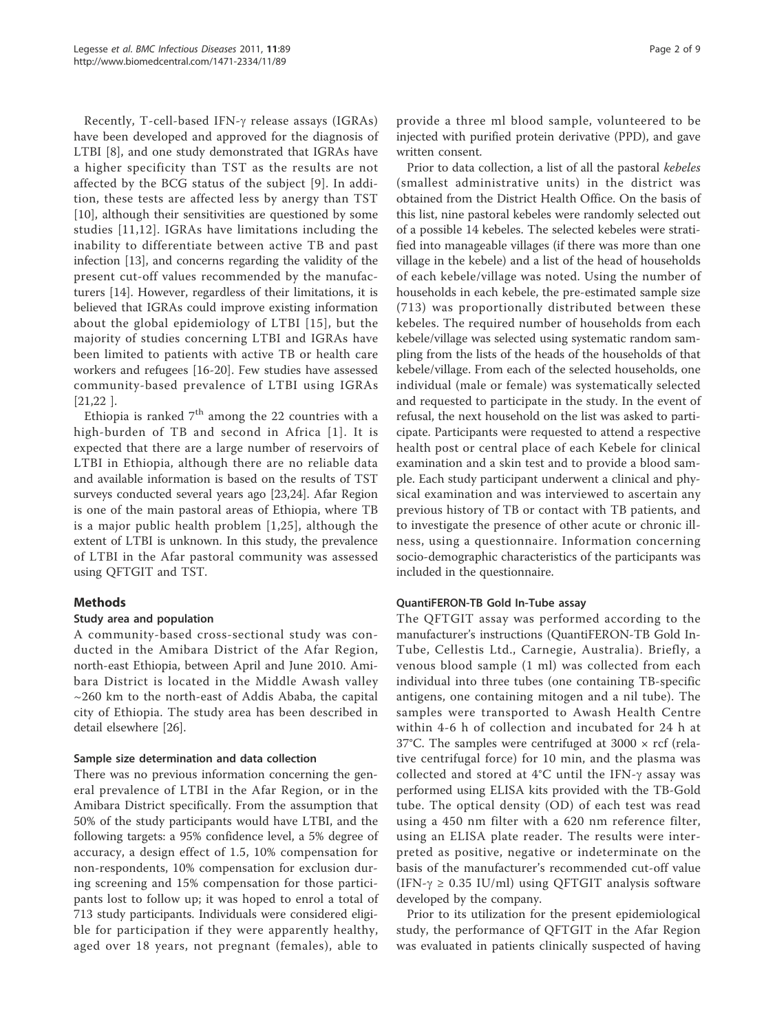Recently, T-cell-based IFN-γ release assays (IGRAs) have been developed and approved for the diagnosis of LTBI [8], and one study demonstrated that IGRAs have a higher specificity than TST as the results are not affected by the BCG status of the subject [9]. In addition, these tests are affected less by anergy than TST [10], although their sensitivities are questioned by some studies [11,12]. IGRAs have limitations including the inability to differentiate between active TB and past infection [13], and concerns regarding the validity of the present cut-off values recommended by the manufacturers [14]. However, regardless of their limitations, it is believed that IGRAs could improve existing information about the global epidemiology of LTBI [15], but the majority of studies concerning LTBI and IGRAs have been limited to patients with active TB or health care workers and refugees [16-20]. Few studies have assessed community-based prevalence of LTBI using IGRAs [21,22 ].

Ethiopia is ranked 7[th] among the 22 countries with a high-burden of TB and second in Africa [1]. It is expected that there are a large number of reservoirs of LTBI in Ethiopia, although there are no reliable data and available information is based on the results of TST surveys conducted several years ago [23,24]. Afar Region is one of the main pastoral areas of Ethiopia, where TB is a major public health problem [1,25], although the extent of LTBI is unknown. In this study, the prevalence of LTBI in the Afar pastoral community was assessed using QFTGIT and TST.

## Methods

### Study area and population

A community-based cross-sectional study was conducted in the Amibara District of the Afar Region, north-east Ethiopia, between April and June 2010. Amibara District is located in the Middle Awash valley ~260 km to the north-east of Addis Ababa, the capital city of Ethiopia. The study area has been described in detail elsewhere [26].

### Sample size determination and data collection

There was no previous information concerning the general prevalence of LTBI in the Afar Region, or in the Amibara District specifically. From the assumption that 50% of the study participants would have LTBI, and the following targets: a 95% confidence level, a 5% degree of accuracy, a design effect of 1.5, 10% compensation for non-respondents, 10% compensation for exclusion during screening and 15% compensation for those participants lost to follow up; it was hoped to enrol a total of 713 study participants. Individuals were considered eligible for participation if they were apparently healthy, aged over 18 years, not pregnant (females), able to provide a three ml blood sample, volunteered to be injected with purified protein derivative (PPD), and gave written consent.

Prior to data collection, a list of all the pastoral *kebeles* (smallest administrative units) in the district was obtained from the District Health Office. On the basis of this list, nine pastoral kebeles were randomly selected out of a possible 14 kebeles. The selected kebeles were stratified into manageable villages (if there was more than one village in the kebele) and a list of the head of households of each kebele/village was noted. Using the number of households in each kebele, the pre-estimated sample size (713) was proportionally distributed between these kebeles. The required number of households from each kebele/village was selected using systematic random sampling from the lists of the heads of the households of that kebele/village. From each of the selected households, one individual (male or female) was systematically selected and requested to participate in the study. In the event of refusal, the next household on the list was asked to participate. Participants were requested to attend a respective health post or central place of each Kebele for clinical examination and a skin test and to provide a blood sample. Each study participant underwent a clinical and physical examination and was interviewed to ascertain any previous history of TB or contact with TB patients, and to investigate the presence of other acute or chronic illness, using a questionnaire. Information concerning socio-demographic characteristics of the participants was included in the questionnaire.

### QuantiFERON-TB Gold In-Tube assay

The QFTGIT assay was performed according to the manufacturer's instructions (QuantiFERON-TB Gold In-Tube, Cellestis Ltd., Carnegie, Australia). Briefly, a venous blood sample (1 ml) was collected from each individual into three tubes (one containing TB-specific antigens, one containing mitogen and a nil tube). The samples were transported to Awash Health Centre within 4-6 h of collection and incubated for 24 h at 37°C. The samples were centrifuged at 3000 × rcf (relative centrifugal force) for 10 min, and the plasma was collected and stored at 4°C until the IFN-γ assay was performed using ELISA kits provided with the TB-Gold tube. The optical density (OD) of each test was read using a 450 nm filter with a 620 nm reference filter, using an ELISA plate reader. The results were interpreted as positive, negative or indeterminate on the basis of the manufacturer's recommended cut-off value (IFN-γ ≥ 0.35 IU/ml) using QFTGIT analysis software developed by the company.

Prior to its utilization for the present epidemiological study, the performance of QFTGIT in the Afar Region was evaluated in patients clinically suspected of having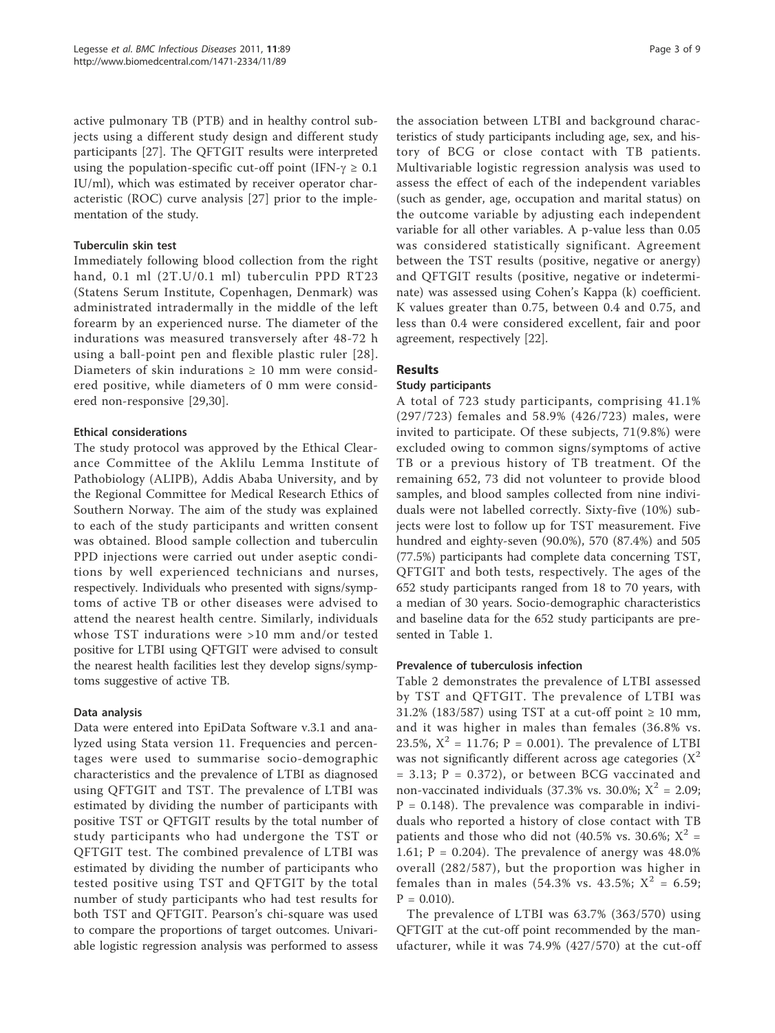active pulmonary TB (PTB) and in healthy control subjects using a different study design and different study participants [27]. The QFTGIT results were interpreted using the population-specific cut-off point (IFN-$\gamma \geq 0.1$ IU/ml), which was estimated by receiver operator characteristic (ROC) curve analysis [27] prior to the implementation of the study.

#### Tuberculin skin test

Immediately following blood collection from the right hand, 0.1 ml (2T.U/0.1 ml) tuberculin PPD RT23 (Statens Serum Institute, Copenhagen, Denmark) was administrated intradermally in the middle of the left forearm by an experienced nurse. The diameter of the indurations was measured transversely after 48-72 h using a ball-point pen and flexible plastic ruler [28]. Diameters of skin indurations ≥ 10 mm were considered positive, while diameters of 0 mm were considered non-responsive [29,30].

#### Ethical considerations

The study protocol was approved by the Ethical Clearance Committee of the Aklilu Lemma Institute of Pathobiology (ALIPB), Addis Ababa University, and by the Regional Committee for Medical Research Ethics of Southern Norway. The aim of the study was explained to each of the study participants and written consent was obtained. Blood sample collection and tuberculin PPD injections were carried out under aseptic conditions by well experienced technicians and nurses, respectively. Individuals who presented with signs/symptoms of active TB or other diseases were advised to attend the nearest health centre. Similarly, individuals whose TST indurations were >10 mm and/or tested positive for LTBI using QFTGIT were advised to consult the nearest health facilities lest they develop signs/symptoms suggestive of active TB.

#### Data analysis

Data were entered into EpiData Software v.3.1 and analyzed using Stata version 11. Frequencies and percentages were used to summarise socio-demographic characteristics and the prevalence of LTBI as diagnosed using QFTGIT and TST. The prevalence of LTBI was estimated by dividing the number of participants with positive TST or QFTGIT results by the total number of study participants who had undergone the TST or QFTGIT test. The combined prevalence of LTBI was estimated by dividing the number of participants who tested positive using TST and QFTGIT by the total number of study participants who had test results for both TST and QFTGIT. Pearson's chi-square was used to compare the proportions of target outcomes. Univariable logistic regression analysis was performed to assess the association between LTBI and background characteristics of study participants including age, sex, and history of BCG or close contact with TB patients. Multivariable logistic regression analysis was used to assess the effect of each of the independent variables (such as gender, age, occupation and marital status) on the outcome variable by adjusting each independent variable for all other variables. A p-value less than 0.05 was considered statistically significant. Agreement between the TST results (positive, negative or anergy) and QFTGIT results (positive, negative or indeterminate) was assessed using Cohen's Kappa (k) coefficient. K values greater than 0.75, between 0.4 and 0.75, and less than 0.4 were considered excellent, fair and poor agreement, respectively [22].

## Results

#### Study participants

A total of 723 study participants, comprising 41.1% (297/723) females and 58.9% (426/723) males, were invited to participate. Of these subjects, 71(9.8%) were excluded owing to common signs/symptoms of active TB or a previous history of TB treatment. Of the remaining 652, 73 did not volunteer to provide blood samples, and blood samples collected from nine individuals were not labelled correctly. Sixty-five (10%) subjects were lost to follow up for TST measurement. Five hundred and eighty-seven (90.0%), 570 (87.4%) and 505 (77.5%) participants had complete data concerning TST, QFTGIT and both tests, respectively. The ages of the 652 study participants ranged from 18 to 70 years, with a median of 30 years. Socio-demographic characteristics and baseline data for the 652 study participants are presented in Table 1.

#### Prevalence of tuberculosis infection

Table 2 demonstrates the prevalence of LTBI assessed by TST and QFTGIT. The prevalence of LTBI was 31.2% (183/587) using TST at a cut-off point ≥ 10 mm, and it was higher in males than females (36.8% vs. 23.5%, $X^2 = 11.76$; $P = 0.001$). The prevalence of LTBI was not significantly different across age categories ($X^2 = 3.13$; $P = 0.372$), or between BCG vaccinated and non-vaccinated individuals (37.3% vs. 30.0%; $X^2 = 2.09$; $P = 0.148$). The prevalence was comparable in individuals who reported a history of close contact with TB patients and those who did not (40.5% vs. 30.6%; $X^2 = 1.61$; $P = 0.204$). The prevalence of anergy was 48.0% overall (282/587), but the proportion was higher in females than in males (54.3% vs. 43.5%; $X^2 = 6.59$; $P = 0.010$).

The prevalence of LTBI was 63.7% (363/570) using QFTGIT at the cut-off point recommended by the manufacturer, while it was 74.9% (427/570) at the cut-off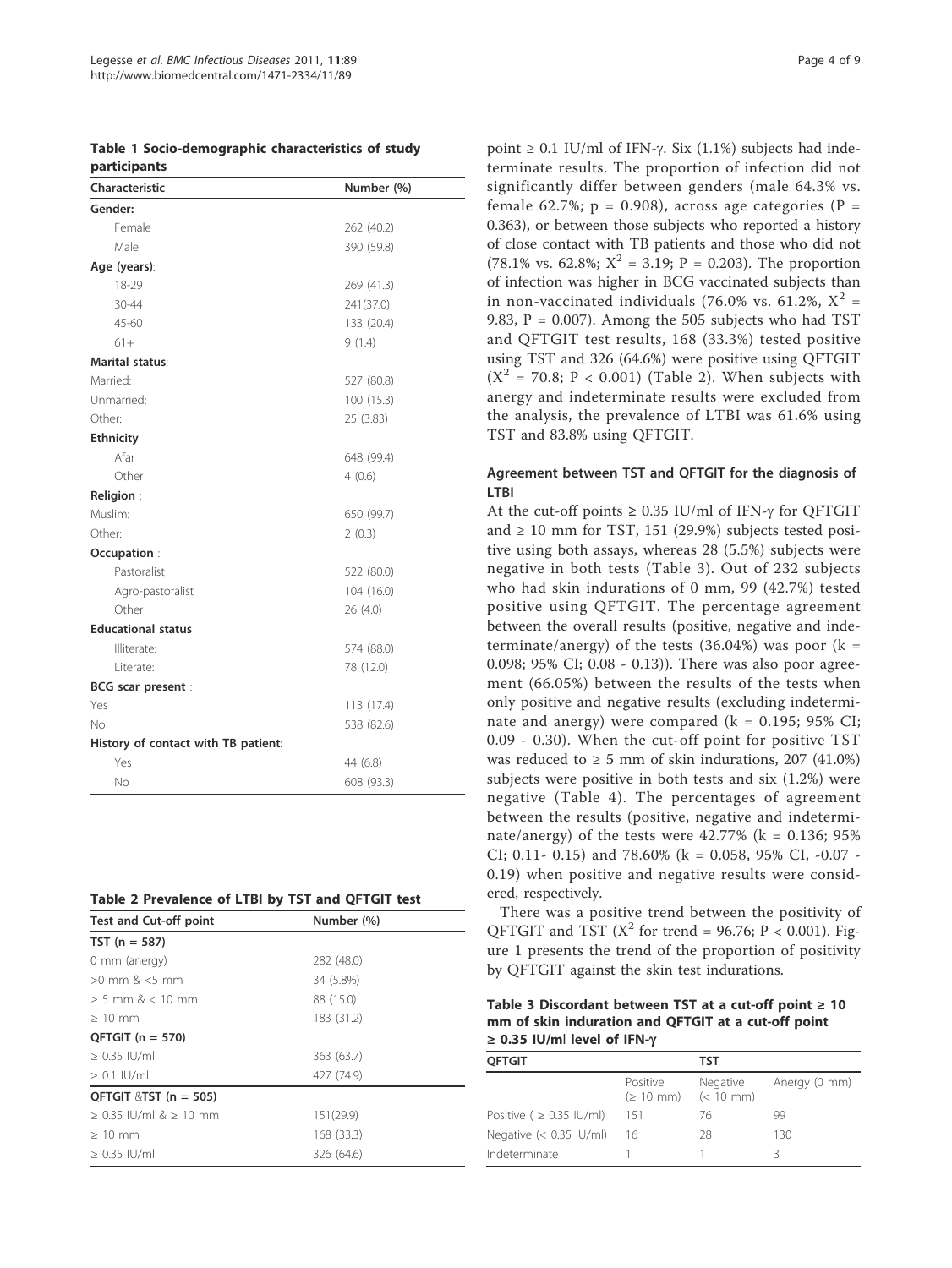**Table 1 Socio-demographic characteristics of study participants**

| Characteristic | Number (%) |
|---|---|
| **Gender:** | |
| Female | 262 (40.2) |
| Male | 390 (59.8) |
| **Age (years)**: | |
| 18-29 | 269 (41.3) |
| 30-44 | 241(37.0) |
| 45-60 | 133 (20.4) |
| 61+ | 9 (1.4) |
| **Marital status**: | |
| Married: | 527 (80.8) |
| Unmarried: | 100 (15.3) |
| Other: | 25 (3.83) |
| **Ethnicity** | |
| Afar | 648 (99.4) |
| Other | 4 (0.6) |
| **Religion** : | |
| Muslim: | 650 (99.7) |
| Other: | 2 (0.3) |
| **Occupation** : | |
| Pastoralist | 522 (80.0) |
| Agro-pastoralist | 104 (16.0) |
| Other | 26 (4.0) |
| **Educational status** | |
| Illiterate: | 574 (88.0) |
| Literate: | 78 (12.0) |
| **BCG scar present** : | |
| Yes | 113 (17.4) |
| No | 538 (82.6) |
| **History of contact with TB patient**: | |
| Yes | 44 (6.8) |
| No | 608 (93.3) |

**Table 2 Prevalence of LTBI by TST and QFTGIT test**

| Test and Cut-off point | Number (%) |
|---|---|
| **TST (n = 587)** | |
| 0 mm (anergy) | 282 (48.0) |
| >0 mm & <5 mm | 34 (5.8%) |
| ≥ 5 mm & < 10 mm | 88 (15.0) |
| ≥ 10 mm | 183 (31.2) |
| **QFTGIT (n = 570)** | |
| ≥ 0.35 IU/ml | 363 (63.7) |
| ≥ 0.1 IU/ml | 427 (74.9) |
| **QFTGIT &TST (n = 505)** | |
| ≥ 0.35 IU/ml & ≥ 10 mm | 151(29.9) |
| ≥ 10 mm | 168 (33.3) |
| ≥ 0.35 IU/ml | 326 (64.6) |

point ≥ 0.1 IU/ml of IFN-γ. Six (1.1%) subjects had indeterminate results. The proportion of infection did not significantly differ between genders (male 64.3% vs. female 62.7%; p = 0.908), across age categories (P = 0.363), or between those subjects who reported a history of close contact with TB patients and those who did not (78.1% vs. 62.8%; $X^2$ = 3.19; P = 0.203). The proportion of infection was higher in BCG vaccinated subjects than in non-vaccinated individuals (76.0% vs. 61.2%, $X^2$ = 9.83, P = 0.007). Among the 505 subjects who had TST and QFTGIT test results, 168 (33.3%) tested positive using TST and 326 (64.6%) were positive using QFTGIT ($X^2$ = 70.8; P < 0.001) (Table 2). When subjects with anergy and indeterminate results were excluded from the analysis, the prevalence of LTBI was 61.6% using TST and 83.8% using QFTGIT.

## Agreement between TST and QFTGIT for the diagnosis of LTBI

At the cut-off points ≥ 0.35 IU/ml of IFN-γ for QFTGIT and ≥ 10 mm for TST, 151 (29.9%) subjects tested positive using both assays, whereas 28 (5.5%) subjects were negative in both tests (Table 3). Out of 232 subjects who had skin indurations of 0 mm, 99 (42.7%) tested positive using QFTGIT. The percentage agreement between the overall results (positive, negative and indeterminate/anergy) of the tests (36.04%) was poor (k = 0.098; 95% CI; 0.08 - 0.13)). There was also poor agreement (66.05%) between the results of the tests when only positive and negative results (excluding indeterminate and anergy) were compared (k = 0.195; 95% CI; 0.09 - 0.30). When the cut-off point for positive TST was reduced to ≥ 5 mm of skin indurations, 207 (41.0%) subjects were positive in both tests and six (1.2%) were negative (Table 4). The percentages of agreement between the results (positive, negative and indeterminate/anergy) of the tests were 42.77% (k = 0.136; 95% CI; 0.11- 0.15) and 78.60% (k = 0.058, 95% CI, -0.07 - 0.19) when positive and negative results were considered, respectively.

There was a positive trend between the positivity of QFTGIT and TST ($X^2$ for trend = 96.76; P < 0.001). Figure 1 presents the trend of the proportion of positivity by QFTGIT against the skin test indurations.

**Table 3 Discordant between TST at a cut-off point ≥ 10 mm of skin induration and QFTGIT at a cut-off point ≥ 0.35 IU/ml level of IFN-γ**

| QFTGIT | TST | | |
|---|---|---|---|
| | Positive (≥ 10 mm) | Negative (< 10 mm) | Anergy (0 mm) |
| Positive ( ≥ 0.35 IU/ml) | 151 | 76 | 99 |
| Negative (< 0.35 IU/ml) | 16 | 28 | 130 |
| Indeterminate | 1 | 1 | 3 |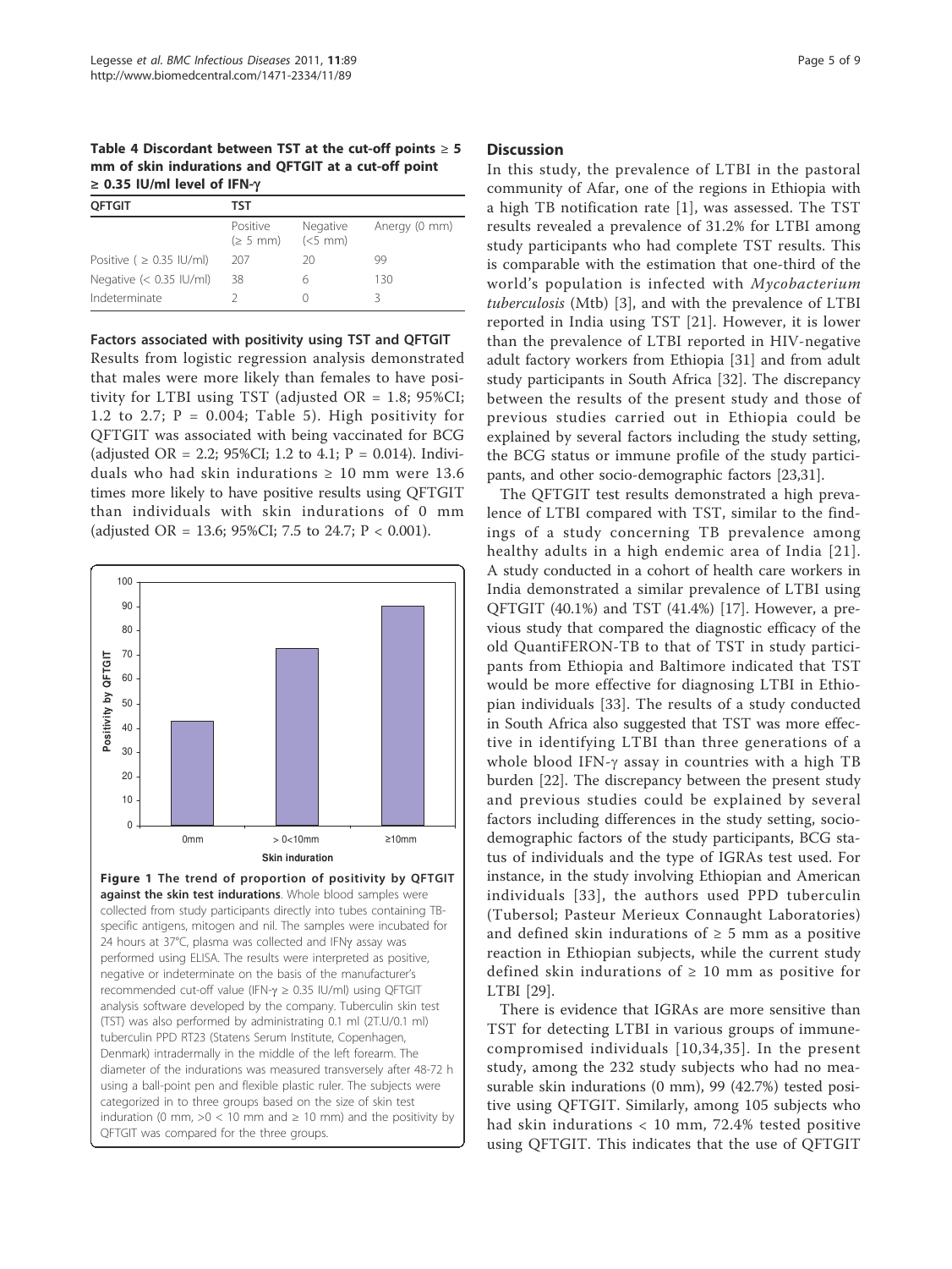**Table 4 Discordant between TST at the cut-off points ≥ 5 mm of skin indurations and QFTGIT at a cut-off point ≥ 0.35 IU/ml level of IFN-γ**

| QFTGIT | TST | | |
|---|---|---|---|
| | Positive (≥ 5 mm) | Negative (<5 mm) | Anergy (0 mm) |
| Positive ( ≥ 0.35 IU/ml) | 207 | 20 | 99 |
| Negative (< 0.35 IU/ml) | 38 | 6 | 130 |
| Indeterminate | 2 | 0 | 3 |

#### Factors associated with positivity using TST and QFTGIT

Results from logistic regression analysis demonstrated that males were more likely than females to have positivity for LTBI using TST (adjusted OR = 1.8; 95%CI; 1.2 to 2.7; P = 0.004; Table 5). High positivity for QFTGIT was associated with being vaccinated for BCG (adjusted OR = 2.2; 95%CI; 1.2 to 4.1; P = 0.014). Individuals who had skin indurations ≥ 10 mm were 13.6 times more likely to have positive results using QFTGIT than individuals with skin indurations of 0 mm (adjusted OR = 13.6; 95%CI; 7.5 to 24.7; P < 0.001).

**Figure 1 The trend of proportion of positivity by QFTGIT against the skin test indurations**. Whole blood samples were collected from study participants directly into tubes containing TB-specific antigens, mitogen and nil. The samples were incubated for 24 hours at 37°C, plasma was collected and IFNγ assay was performed using ELISA. The results were interpreted as positive, negative or indeterminate on the basis of the manufacturer's recommended cut-off value (IFN-γ ≥ 0.35 IU/ml) using QFTGIT analysis software developed by the company. Tuberculin skin test (TST) was also performed by administrating 0.1 ml (2T.U/0.1 ml) tuberculin PPD RT23 (Statens Serum Institute, Copenhagen, Denmark) intradermally in the middle of the left forearm. The diameter of the indurations was measured transversely after 48-72 h using a ball-point pen and flexible plastic ruler. The subjects were categorized in to three groups based on the size of skin test induration (0 mm, >0 < 10 mm and ≥ 10 mm) and the positivity by QFTGIT was compared for the three groups.

## Discussion

In this study, the prevalence of LTBI in the pastoral community of Afar, one of the regions in Ethiopia with a high TB notification rate [1], was assessed. The TST results revealed a prevalence of 31.2% for LTBI among study participants who had complete TST results. This is comparable with the estimation that one-third of the world's population is infected with *Mycobacterium tuberculosis* (Mtb) [3], and with the prevalence of LTBI reported in India using TST [21]. However, it is lower than the prevalence of LTBI reported in HIV-negative adult factory workers from Ethiopia [31] and from adult study participants in South Africa [32]. The discrepancy between the results of the present study and those of previous studies carried out in Ethiopia could be explained by several factors including the study setting, the BCG status or immune profile of the study participants, and other socio-demographic factors [23,31].

The QFTGIT test results demonstrated a high prevalence of LTBI compared with TST, similar to the findings of a study concerning TB prevalence among healthy adults in a high endemic area of India [21]. A study conducted in a cohort of health care workers in India demonstrated a similar prevalence of LTBI using QFTGIT (40.1%) and TST (41.4%) [17]. However, a previous study that compared the diagnostic efficacy of the old QuantiFERON-TB to that of TST in study participants from Ethiopia and Baltimore indicated that TST would be more effective for diagnosing LTBI in Ethiopian individuals [33]. The results of a study conducted in South Africa also suggested that TST was more effective in identifying LTBI than three generations of a whole blood IFN-γ assay in countries with a high TB burden [22]. The discrepancy between the present study and previous studies could be explained by several factors including differences in the study setting, socio-demographic factors of the study participants, BCG status of individuals and the type of IGRAs test used. For instance, in the study involving Ethiopian and American individuals [33], the authors used PPD tuberculin (Tubersol; Pasteur Merieux Connaught Laboratories) and defined skin indurations of ≥ 5 mm as a positive reaction in Ethiopian subjects, while the current study defined skin indurations of ≥ 10 mm as positive for LTBI [29].

There is evidence that IGRAs are more sensitive than TST for detecting LTBI in various groups of immune-compromised individuals [10,34,35]. In the present study, among the 232 study subjects who had no measurable skin indurations (0 mm), 99 (42.7%) tested positive using QFTGIT. Similarly, among 105 subjects who had skin indurations < 10 mm, 72.4% tested positive using QFTGIT. This indicates that the use of QFTGIT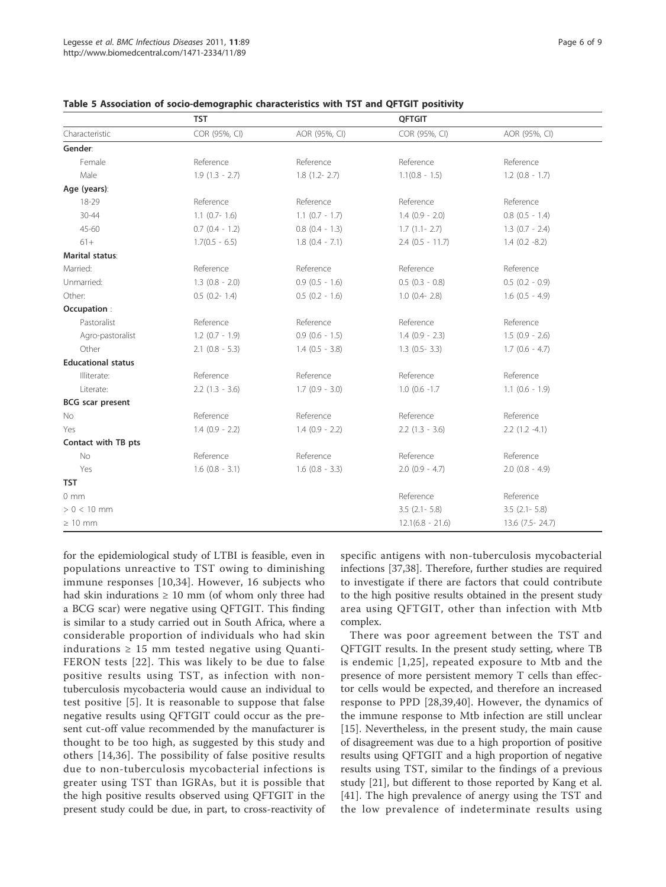**Table 5 Association of socio-demographic characteristics with TST and QFTGIT positivity**

| | TST | | QFTGIT | |
|---|---|---|---|---|
| Characteristic | COR (95%, CI) | AOR (95%, CI) | COR (95%, CI) | AOR (95%, CI) |
| **Gender**: | | | | |
| Female | Reference | Reference | Reference | Reference |
| Male | 1.9 (1.3 - 2.7) | 1.8 (1.2- 2.7) | 1.1(0.8 - 1.5) | 1.2 (0.8 - 1.7) |
| **Age (years)**: | | | | |
| 18-29 | Reference | Reference | Reference | Reference |
| 30-44 | 1.1 (0.7- 1.6) | 1.1 (0.7 - 1.7) | 1.4 (0.9 - 2.0) | 0.8 (0.5 - 1.4) |
| 45-60 | 0.7 (0.4 - 1.2) | 0.8 (0.4 - 1.3) | 1.7 (1.1- 2.7) | 1.3 (0.7 - 2.4) |
| 61+ | 1.7(0.5 - 6.5) | 1.8 (0.4 - 7.1) | 2.4 (0.5 - 11.7) | 1.4 (0.2 -8.2) |
| **Marital status**: | | | | |
| Married: | Reference | Reference | Reference | Reference |
| Unmarried: | 1.3 (0.8 - 2.0) | 0.9 (0.5 - 1.6) | 0.5 (0.3 - 0.8) | 0.5 (0.2 - 0.9) |
| Other: | 0.5 (0.2- 1.4) | 0.5 (0.2 - 1.6) | 1.0 (0.4- 2.8) | 1.6 (0.5 - 4.9) |
| **Occupation** : | | | | |
| Pastoralist | Reference | Reference | Reference | Reference |
| Agro-pastoralist | 1.2 (0.7 - 1.9) | 0.9 (0.6 - 1.5) | 1.4 (0.9 - 2.3) | 1.5 (0.9 - 2.6) |
| Other | 2.1 (0.8 - 5.3) | 1.4 (0.5 - 3.8) | 1.3 (0.5- 3.3) | 1.7 (0.6 - 4.7) |
| **Educational status** | | | | |
| Illiterate: | Reference | Reference | Reference | Reference |
| Literate: | 2.2 (1.3 - 3.6) | 1.7 (0.9 - 3.0) | 1.0 (0.6 -1.7 | 1.1 (0.6 - 1.9) |
| **BCG scar present** | | | | |
| No | Reference | Reference | Reference | Reference |
| Yes | 1.4 (0.9 - 2.2) | 1.4 (0.9 - 2.2) | 2.2 (1.3 - 3.6) | 2.2 (1.2 -4.1) |
| **Contact with TB pts** | | | | |
| No | Reference | Reference | Reference | Reference |
| Yes | 1.6 (0.8 - 3.1) | 1.6 (0.8 - 3.3) | 2.0 (0.9 - 4.7) | 2.0 (0.8 - 4.9) |
| **TST** | | | | |
| 0 mm | | | Reference | Reference |
| > 0 < 10 mm | | | 3.5 (2.1- 5.8) | 3.5 (2.1- 5.8) |
| ≥ 10 mm | | | 12.1(6.8 - 21.6) | 13.6 (7.5- 24.7) |

for the epidemiological study of LTBI is feasible, even in populations unreactive to TST owing to diminishing immune responses [10,34]. However, 16 subjects who had skin indurations ≥ 10 mm (of whom only three had a BCG scar) were negative using QFTGIT. This finding is similar to a study carried out in South Africa, where a considerable proportion of individuals who had skin indurations ≥ 15 mm tested negative using Quanti-FERON tests [22]. This was likely to be due to false positive results using TST, as infection with non-tuberculosis mycobacteria would cause an individual to test positive [5]. It is reasonable to suppose that false negative results using QFTGIT could occur as the present cut-off value recommended by the manufacturer is thought to be too high, as suggested by this study and others [14,36]. The possibility of false positive results due to non-tuberculosis mycobacterial infections is greater using TST than IGRAs, but it is possible that the high positive results observed using QFTGIT in the present study could be due, in part, to cross-reactivity of specific antigens with non-tuberculosis mycobacterial infections [37,38]. Therefore, further studies are required to investigate if there are factors that could contribute to the high positive results obtained in the present study area using QFTGIT, other than infection with Mtb complex.

There was poor agreement between the TST and QFTGIT results. In the present study setting, where TB is endemic [1,25], repeated exposure to Mtb and the presence of more persistent memory T cells than effector cells would be expected, and therefore an increased response to PPD [28,39,40]. However, the dynamics of the immune response to Mtb infection are still unclear [15]. Nevertheless, in the present study, the main cause of disagreement was due to a high proportion of positive results using QFTGIT and a high proportion of negative results using TST, similar to the findings of a previous study [21], but different to those reported by Kang et al. [41]. The high prevalence of anergy using the TST and the low prevalence of indeterminate results using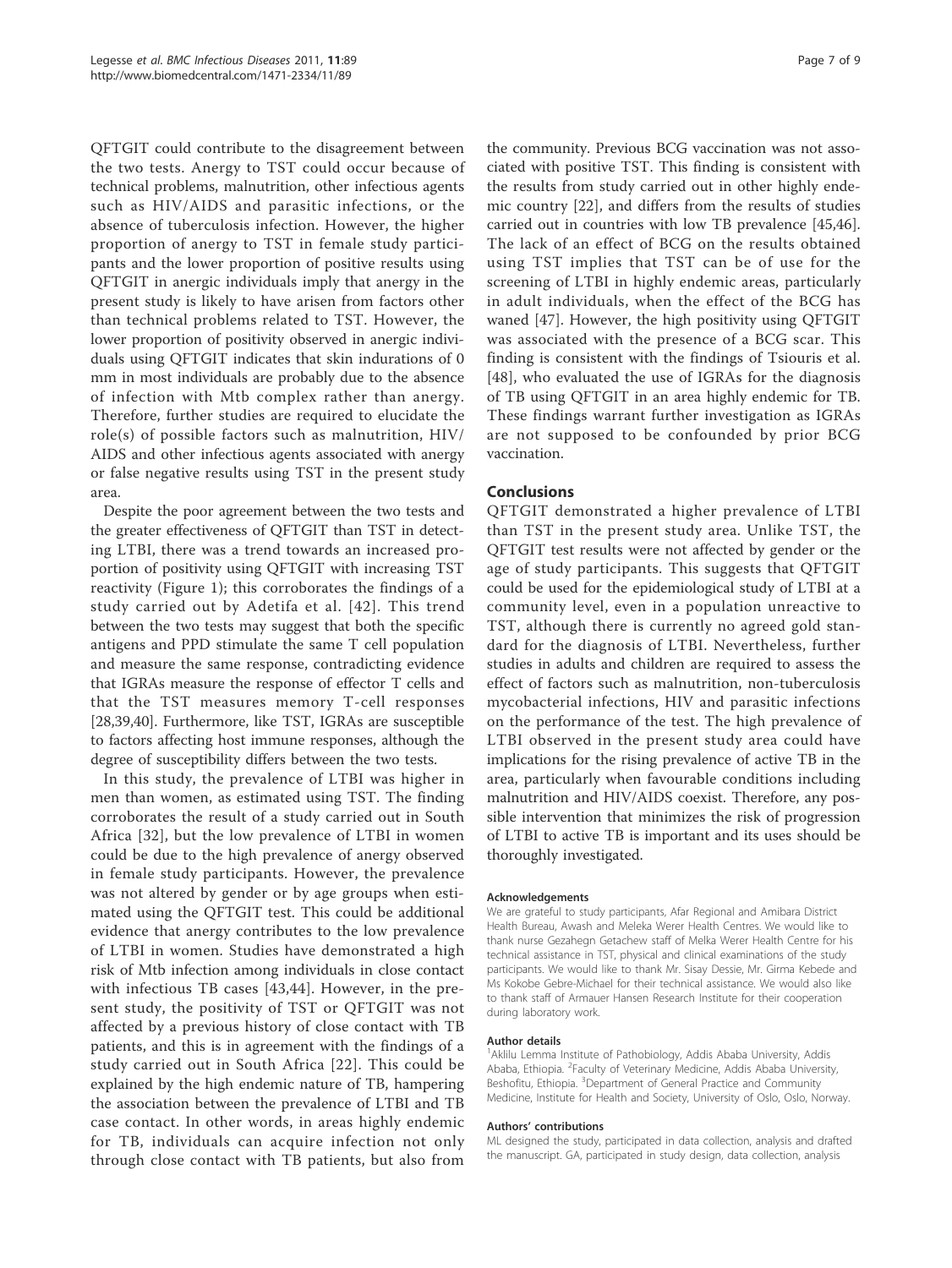QFTGIT could contribute to the disagreement between the two tests. Anergy to TST could occur because of technical problems, malnutrition, other infectious agents such as HIV/AIDS and parasitic infections, or the absence of tuberculosis infection. However, the higher proportion of anergy to TST in female study participants and the lower proportion of positive results using QFTGIT in anergic individuals imply that anergy in the present study is likely to have arisen from factors other than technical problems related to TST. However, the lower proportion of positivity observed in anergic individuals using QFTGIT indicates that skin indurations of 0 mm in most individuals are probably due to the absence of infection with Mtb complex rather than anergy. Therefore, further studies are required to elucidate the role(s) of possible factors such as malnutrition, HIV/AIDS and other infectious agents associated with anergy or false negative results using TST in the present study area.

Despite the poor agreement between the two tests and the greater effectiveness of QFTGIT than TST in detecting LTBI, there was a trend towards an increased proportion of positivity using QFTGIT with increasing TST reactivity (Figure 1); this corroborates the findings of a study carried out by Adetifa et al. [42]. This trend between the two tests may suggest that both the specific antigens and PPD stimulate the same T cell population and measure the same response, contradicting evidence that IGRAs measure the response of effector T cells and that the TST measures memory T-cell responses [28,39,40]. Furthermore, like TST, IGRAs are susceptible to factors affecting host immune responses, although the degree of susceptibility differs between the two tests.

In this study, the prevalence of LTBI was higher in men than women, as estimated using TST. The finding corroborates the result of a study carried out in South Africa [32], but the low prevalence of LTBI in women could be due to the high prevalence of anergy observed in female study participants. However, the prevalence was not altered by gender or by age groups when estimated using the QFTGIT test. This could be additional evidence that anergy contributes to the low prevalence of LTBI in women. Studies have demonstrated a high risk of Mtb infection among individuals in close contact with infectious TB cases [43,44]. However, in the present study, the positivity of TST or QFTGIT was not affected by a previous history of close contact with TB patients, and this is in agreement with the findings of a study carried out in South Africa [22]. This could be explained by the high endemic nature of TB, hampering the association between the prevalence of LTBI and TB case contact. In other words, in areas highly endemic for TB, individuals can acquire infection not only through close contact with TB patients, but also from the community. Previous BCG vaccination was not associated with positive TST. This finding is consistent with the results from study carried out in other highly endemic country [22], and differs from the results of studies carried out in countries with low TB prevalence [45,46]. The lack of an effect of BCG on the results obtained using TST implies that TST can be of use for the screening of LTBI in highly endemic areas, particularly in adult individuals, when the effect of the BCG has waned [47]. However, the high positivity using QFTGIT was associated with the presence of a BCG scar. This finding is consistent with the findings of Tsiouris et al. [48], who evaluated the use of IGRAs for the diagnosis of TB using QFTGIT in an area highly endemic for TB. These findings warrant further investigation as IGRAs are not supposed to be confounded by prior BCG vaccination.

## Conclusions

QFTGIT demonstrated a higher prevalence of LTBI than TST in the present study area. Unlike TST, the QFTGIT test results were not affected by gender or the age of study participants. This suggests that QFTGIT could be used for the epidemiological study of LTBI at a community level, even in a population unreactive to TST, although there is currently no agreed gold standard for the diagnosis of LTBI. Nevertheless, further studies in adults and children are required to assess the effect of factors such as malnutrition, non-tuberculosis mycobacterial infections, HIV and parasitic infections on the performance of the test. The high prevalence of LTBI observed in the present study area could have implications for the rising prevalence of active TB in the area, particularly when favourable conditions including malnutrition and HIV/AIDS coexist. Therefore, any possible intervention that minimizes the risk of progression of LTBI to active TB is important and its uses should be thoroughly investigated.

#### Acknowledgements

We are grateful to study participants, Afar Regional and Amibara District Health Bureau, Awash and Meleka Werer Health Centres. We would like to thank nurse Gezahegn Getachew staff of Melka Werer Health Centre for his technical assistance in TST, physical and clinical examinations of the study participants. We would like to thank Mr. Sisay Dessie, Mr. Girma Kebede and Ms Kokobe Gebre-Michael for their technical assistance. We would also like to thank staff of Armauer Hansen Research Institute for their cooperation during laboratory work.

#### Author details

[1]Aklilu Lemma Institute of Pathobiology, Addis Ababa University, Addis Ababa, Ethiopia. [2]Faculty of Veterinary Medicine, Addis Ababa University, Beshofitu, Ethiopia. [3]Department of General Practice and Community Medicine, Institute for Health and Society, University of Oslo, Oslo, Norway.

#### Authors' contributions

ML designed the study, participated in data collection, analysis and drafted the manuscript. GA, participated in study design, data collection, analysis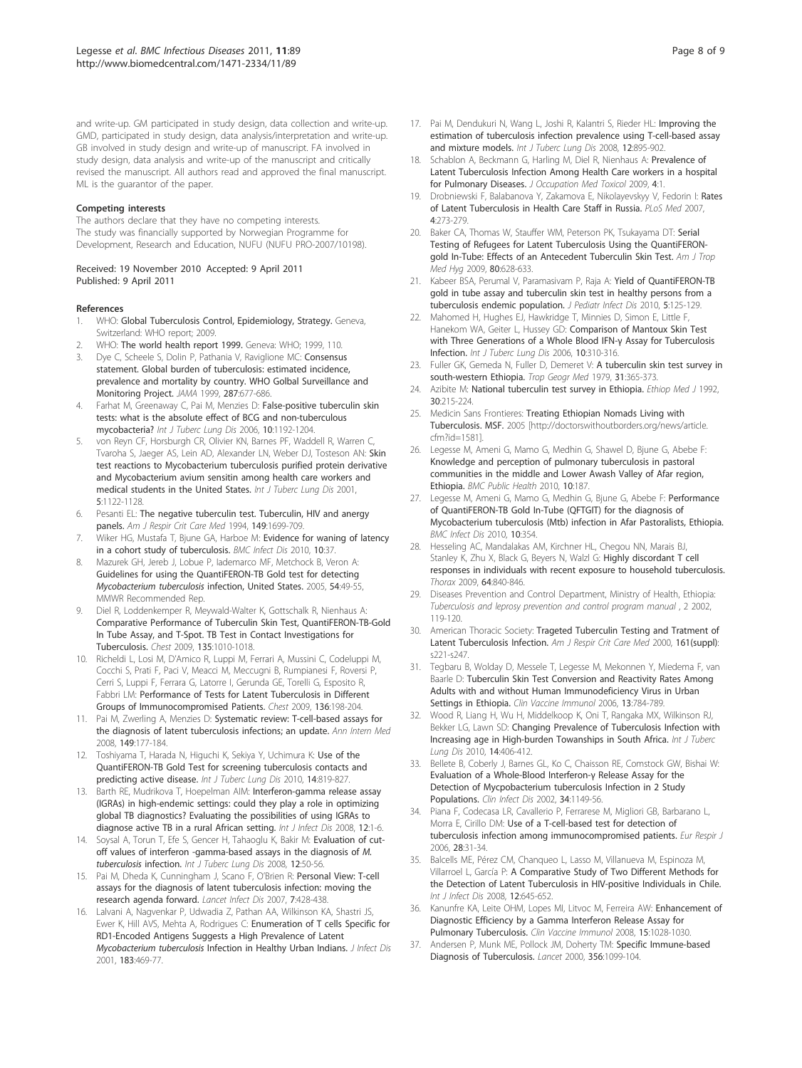and write-up. GM participated in study design, data collection and write-up. GMD, participated in study design, data analysis/interpretation and write-up. GB involved in study design and write-up of manuscript. FA involved in study design, data analysis and write-up of the manuscript and critically revised the manuscript. All authors read and approved the final manuscript. ML is the guarantor of the paper.

### Competing interests

The authors declare that they have no competing interests.
The study was financially supported by Norwegian Programme for Development, Research and Education, NUFU (NUFU PRO-2007/10198).

Received: 19 November 2010 Accepted: 9 April 2011
Published: 9 April 2011

### References

1. WHO: **Global Tuberculosis Control, Epidemiology, Strategy.** Geneva, Switzerland: WHO report; 2009.
2. WHO: **The world health report 1999.** Geneva: WHO; 1999, 110.
3. Dye C, Scheele S, Dolin P, Pathania V, Raviglione MC: **Consensus statement. Global burden of tuberculosis: estimated incidence, prevalence and mortality by country. WHO Golbal Surveillance and Monitoring Project.** *JAMA* 1999, **287**:677-686.
4. Farhat M, Greenaway C, Pai M, Menzies D: **False-positive tuberculin skin tests: what is the absolute effect of BCG and non-tuberculous mycobacteria?** *Int J Tuberc Lung Dis* 2006, **10**:1192-1204.
5. von Reyn CF, Horsburgh CR, Olivier KN, Barnes PF, Waddell R, Warren C, Tvaroha S, Jaeger AS, Lein AD, Alexander LN, Weber DJ, Tosteson AN: **Skin test reactions to Mycobacterium tuberculosis purified protein derivative and Mycobacterium avium sensitin among health care workers and medical students in the United States.** *Int J Tuberc Lung Dis* 2001, **5**:1122-1128.
6. Pesanti EL: **The negative tuberculin test. Tuberculin, HIV and anergy panels.** *Am J Respir Crit Care Med* 1994, **149**:1699-709.
7. Wiker HG, Mustafa T, Bjune GA, Harboe M: **Evidence for waning of latency in a cohort study of tuberculosis.** *BMC Infect Dis* 2010, **10**:37.
8. Mazurek GH, Jereb J, Lobue P, Iademarco MF, Metchock B, Veron A: **Guidelines for using the QuantiFERON-TB Gold test for detecting *Mycobacterium tuberculosis* infection, United States.** 2005, **54**:49-55, MMWR Recommended Rep.
9. Diel R, Loddenkemper R, Meywald-Walter K, Gottschalk R, Nienhaus A: **Comparative Performance of Tuberculin Skin Test, QuantiFERON-TB-Gold In Tube Assay, and T-Spot. TB Test in Contact Investigations for Tuberculosis.** *Chest* 2009, **135**:1010-1018.
10. Richeldi L, Losi M, D'Amico R, Luppi M, Ferrari A, Mussini C, Codeluppi M, Cocchi S, Prati F, Paci V, Meacci M, Meccugni B, Rumpianesi F, Roversi P, Cerri S, Luppi F, Ferrara G, Latorre I, Gerunda GE, Torelli G, Esposito R, Fabbri LM: **Performance of Tests for Latent Tuberculosis in Different Groups of Immunocompromised Patients.** *Chest* 2009, **136**:198-204.
11. Pai M, Zwerling A, Menzies D: **Systematic review: T-cell-based assays for the diagnosis of latent tuberculosis infections; an update.** *Ann Intern Med* 2008, **149**:177-184.
12. Toshiyama T, Harada N, Higuchi K, Sekiya Y, Uchimura K: **Use of the QuantiFERON-TB Gold Test for screening tuberculosis contacts and predicting active disease.** *Int J Tuberc Lung Dis* 2010, **14**:819-827.
13. Barth RE, Mudrikova T, Hoepelman AIM: **Interferon-gamma release assay (IGRAs) in high-endemic settings: could they play a role in optimizing global TB diagnostics? Evaluating the possibilities of using IGRAs to diagnose active TB in a rural African setting.** *Int J Infect Dis* 2008, **12**:1-6.
14. Soysal A, Torun T, Efe S, Gencer H, Tahaoglu K, Bakir M: **Evaluation of cut-off values of interferon -gamma-based assays in the diagnosis of *M. tuberculosis* infection.** *Int J Tuberc Lung Dis* 2008, **12**:50-56.
15. Pai M, Dheda K, Cunningham J, Scano F, O'Brien R: **Personal View: T-cell assays for the diagnosis of latent tuberculosis infection: moving the research agenda forward.** *Lancet Infect Dis* 2007, **7**:428-438.
16. Lalvani A, Nagvenkar P, Udwadia Z, Pathan AA, Wilkinson KA, Shastri JS, Ewer K, Hill AVS, Mehta A, Rodrigues C: **Enumeration of T cells Specific for RD1-Encoded Antigens Suggests a High Prevalence of Latent *Mycobacterium tuberculosis* Infection in Healthy Urban Indians.** *J Infect Dis* 2001, **183**:469-77.
17. Pai M, Dendukuri N, Wang L, Joshi R, Kalantri S, Rieder HL: **Improving the estimation of tuberculosis infection prevalence using T-cell-based assay and mixture models.** *Int J Tuberc Lung Dis* 2008, **12**:895-902.
18. Schablon A, Beckmann G, Harling M, Diel R, Nienhaus A: **Prevalence of Latent Tuberculosis Infection Among Health Care workers in a hospital for Pulmonary Diseases.** *J Occupation Med Toxicol* 2009, **4**:1.
19. Drobniewski F, Balabanova Y, Zakamova E, Nikolayevskyy V, Fedorin I: **Rates of Latent Tuberculosis in Health Care Staff in Russia.** *PLoS Med* 2007, **4**:273-279.
20. Baker CA, Thomas W, Stauffer WM, Peterson PK, Tsukayama DT: **Serial Testing of Refugees for Latent Tuberculosis Using the QuantiFERON-gold In-Tube: Effects of an Antecedent Tuberculin Skin Test.** *Am J Trop Med Hyg* 2009, **80**:628-633.
21. Kabeer BSA, Perumal V, Paramasivam P, Raja A: **Yield of QuantiFERON-TB gold in tube assay and tuberculin skin test in healthy persons from a tuberculosis endemic population.** *J Pediatr Infect Dis* 2010, **5**:125-129.
22. Mahomed H, Hughes EJ, Hawkridge T, Minnies D, Simon E, Little F, Hanekom WA, Geiter L, Hussey GD: **Comparison of Mantoux Skin Test with Three Generations of a Whole Blood IFN-γ Assay for Tuberculosis Infection.** *Int J Tuberc Lung Dis* 2006, **10**:310-316.
23. Fuller GK, Gemeda N, Fuller D, Demeret V: **A tuberculin skin test survey in south-western Ethiopia.** *Trop Geogr Med* 1979, **31**:365-373.
24. Azibite M: **National tuberculin test survey in Ethiopia.** *Ethiop Med J* 1992, **30**:215-224.
25. Medicin Sans Frontieres: **Treating Ethiopian Nomads Living with Tuberculosis. MSF.** 2005 [http://doctorswithoutborders.org/news/article.cfm?id=1581].
26. Legesse M, Ameni G, Mamo G, Medhin G, Shawel D, Bjune G, Abebe F: **Knowledge and perception of pulmonary tuberculosis in pastoral communities in the middle and Lower Awash Valley of Afar region, Ethiopia.** *BMC Public Health* 2010, **10**:187.
27. Legesse M, Ameni G, Mamo G, Medhin G, Bjune G, Abebe F: **Performance of QuantiFERON-TB Gold In-Tube (QFTGIT) for the diagnosis of Mycobacterium tuberculosis (Mtb) infection in Afar Pastoralists, Ethiopia.** *BMC Infect Dis* 2010, **10**:354.
28. Hesseling AC, Mandalakas AM, Kirchner HL, Chegou NN, Marais BJ, Stanley K, Zhu X, Black G, Beyers N, Walzl G: **Highly discordant T cell responses in individuals with recent exposure to household tuberculosis.** *Thorax* 2009, **64**:840-846.
29. Diseases Prevention and Control Department, Ministry of Health, Ethiopia: *Tuberculosis and leprosy prevention and control program manual* , 2 2002, 119-120.
30. American Thoracic Society: **Trageted Tuberculin Testing and Tratment of Latent Tuberculosis Infection.** *Am J Respir Crit Care Med* 2000, **161(suppl)**: s221-s247.
31. Tegbaru B, Wolday D, Messele T, Legesse M, Mekonnen Y, Miedema F, van Baarle D: **Tuberculin Skin Test Conversion and Reactivity Rates Among Adults with and without Human Immunodeficiency Virus in Urban Settings in Ethiopia.** *Clin Vaccine Immunol* 2006, **13**:784-789.
32. Wood R, Liang H, Wu H, Middelkoop K, Oni T, Rangaka MX, Wilkinson RJ, Bekker LG, Lawn SD: **Changing Prevalence of Tuberculosis Infection with Increasing age in High-burden Towanships in South Africa.** *Int J Tuberc Lung Dis* 2010, **14**:406-412.
33. Bellete B, Coberly J, Barnes GL, Ko C, Chaisson RE, Comstock GW, Bishai W: **Evaluation of a Whole-Blood Interferon-γ Release Assay for the Detection of Mycpobacterium tuberculosis Infection in 2 Study Populations.** *Clin Infect Dis* 2002, **34**:1149-56.
34. Piana F, Codecasa LR, Cavallerio P, Ferrarese M, Migliori GB, Barbarano L, Morra E, Cirillo DM: **Use of a T-cell-based test for detection of tuberculosis infection among immunocompromised patients.** *Eur Respir J* 2006, **28**:31-34.
35. Balcells ME, Pérez CM, Chanqueo L, Lasso M, Villanueva M, Espinoza M, Villarroel L, García P: **A Comparative Study of Two Different Methods for the Detection of Latent Tuberculosis in HIV-positive Individuals in Chile.** *Int J Infect Dis* 2008, **12**:645-652.
36. Kanunfre KA, Leite OHM, Lopes MI, Litvoc M, Ferreira AW: **Enhancement of Diagnostic Efficiency by a Gamma Interferon Release Assay for Pulmonary Tuberculosis.** *Clin Vaccine Immunol* 2008, **15**:1028-1030.
37. Andersen P, Munk ME, Pollock JM, Doherty TM: **Specific Immune-based Diagnosis of Tuberculosis.** *Lancet* 2000, **356**:1099-104.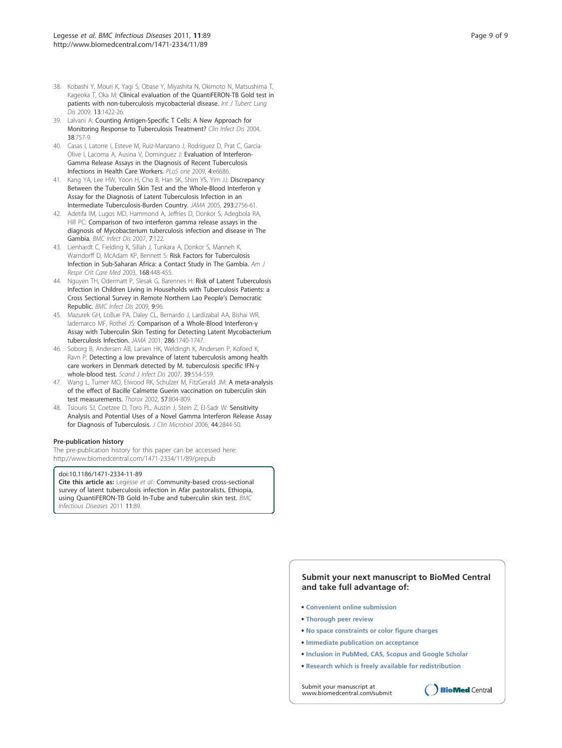38. Kobashi Y, Mouri K, Yagi S, Obase Y, Miyashita N, Okimoto N, Matsushima T, Kageoka T, Oka M: Clinical evaluation of the QuantiFERON-TB Gold test in patients with non-tuberculosis mycobacterial disease. *Int J Tuberc Lung Dis* 2009, **13**:1422-26.
39. Lalvani A: Counting Antigen-Specific T Cells: A New Approach for Monitoring Response to Tuberculosis Treatment? *Clin Infect Dis* 2004, **38**:757-9.
40. Casas I, Latorre I, Esteve M, Ruiz-Manzano J, Rodriguez D, Prat C, Garcia-Olive I, Lacoma A, Ausina V, Dominguez J: Evaluation of Interferon-Gamma Release Assays in the Diagnosis of Recent Tuberculosis Infections in Health Care Workers. *PLoS one* 2009, **4**:e6686.
41. Kang YA, Lee HW, Yoon H, Cho B, Han SK, Shim YS, Yim JJ: Discrepancy Between the Tuberculin Skin Test and the Whole-Blood Interferon γ Assay for the Diagnosis of Latent Tuberculosis Infection in an Intermediate Tuberculosis-Burden Country. *JAMA* 2005, **293**:2756-61.
42. Adetifa IM, Lugos MD, Hammond A, Jeffries D, Donkor S, Adegbola RA, Hill PC: Comparison of two interferon gamma release assays in the diagnosis of Mycobacterium tuberculosis infection and disease in The Gambia. *BMC Infect Dis* 2007, **7**:122.
43. Lienhardt C, Fielding K, Sillah J, Tunkara A, Donkor S, Manneh K, Warndorff D, McAdam KP, Bennett S: Risk Factors for Tuberculosis Infection in Sub-Saharan Africa: a Contact Study in The Gambia. *Am J Respir Crit Care Med* 2003, **168**:448-455.
44. Nguyen TH, Odermatt P, Slesak G, Barennes H: Risk of Latent Tuberculosis Infection in Children Living in Households with Tuberculosis Patients: a Cross Sectional Survey in Remote Northern Lao People's Democratic Republic. *BMC Infect Dis* 2009, **9**:96.
45. Mazurek GH, LoBue PA, Daley CL, Bernardo J, Lardizabal AA, Bishai WR, Iademarco MF, Rothel JS: Comparison of a Whole-Blood Interferon-γ Assay with Tuberculin Skin Testing for Detecting Latent Mycobacterium tuberculosis Infection. *JAMA* 2001, **286**:1740-1747.
46. Soborg B, Andersen AB, Larsen HK, Weldingh K, Andersen P, Kofoed K, Ravn P: Detecting a low prevalnce of latent tuberculosis among health care workers in Denmark detected by M. tuberculosis specific IFN-γ whole-blood test. *Scand J Infect Dis* 2007, **39**:554-559.
47. Wang L, Turner MO, Elwood RK, Schulzer M, FitzGerald JM: A meta-analysis of the effect of Bacille Calmette Guerin vaccination on tuberculin skin test measurements. *Thorax* 2002, **57**:804-809.
48. Tsiouris SJ, Coetzee D, Toro PL, Austin J, Stein Z, El-Sadr W: Sensitivity Analysis and Potential Uses of a Novel Gamma Interferon Release Assay for Diagnosis of Tuberculosis. *J Clin Microbiol* 2006, **44**:2844-50.

### Pre-publication history

The pre-publication history for this paper can be accessed here: http://www.biomedcentral.com/1471-2334/11/89/prepub

doi:10.1186/1471-2334-11-89

**Cite this article as:** Legesse *et al.*: Community-based cross-sectional survey of latent tuberculosis infection in Afar pastoralists, Ethiopia, using QuantiFERON-TB Gold In-Tube and tuberculin skin test. *BMC Infectious Diseases* 2011 **11**:89.

**Submit your next manuscript to BioMed Central and take full advantage of:**

- Convenient online submission
- Thorough peer review
- No space constraints or color figure charges
- Immediate publication on acceptance
- Inclusion in PubMed, CAS, Scopus and Google Scholar
- Research which is freely available for redistribution

Submit your manuscript at www.biomedcentral.com/submit

BioMed Central